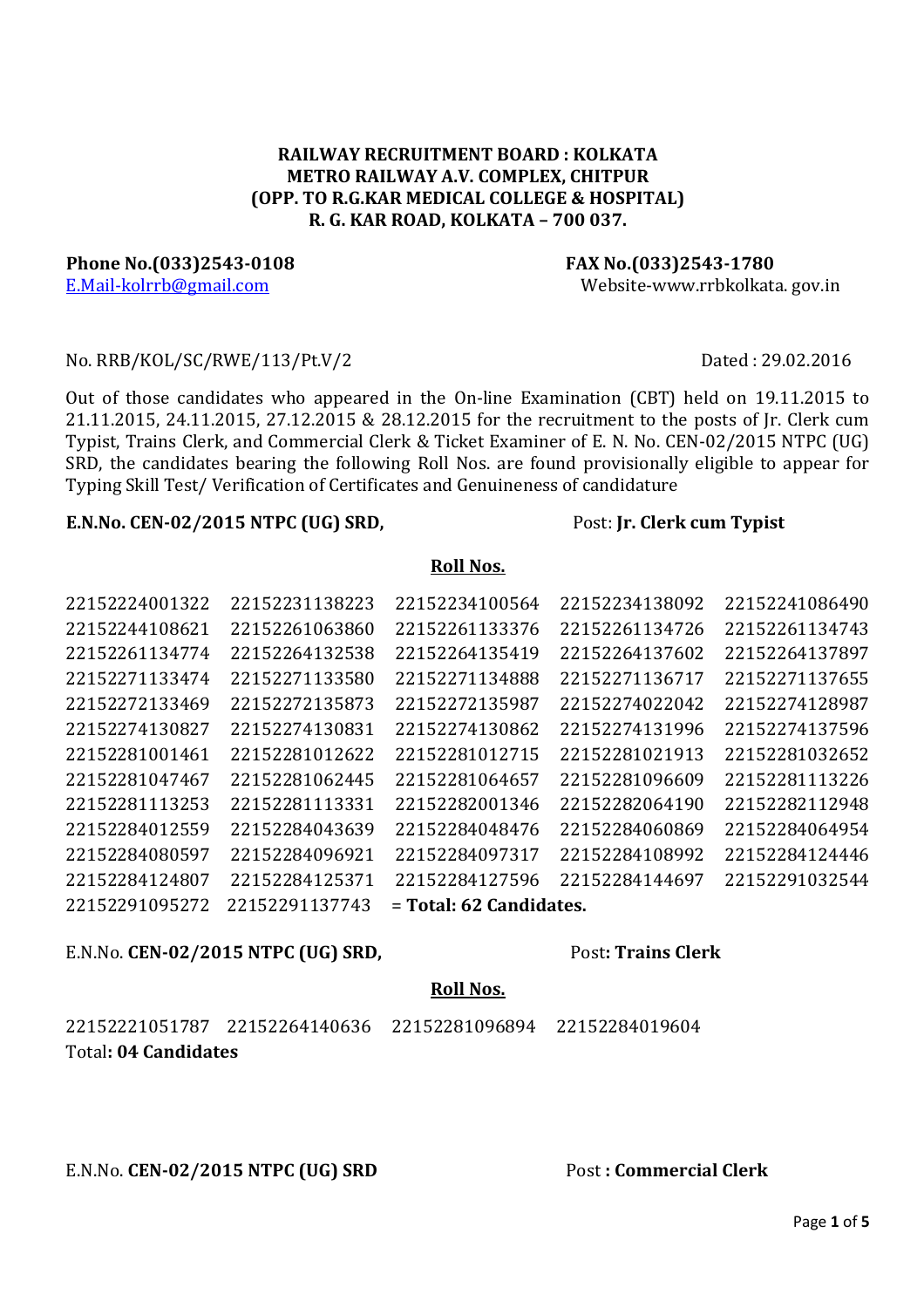**RAILWAY RECRUITMENT BOARD : KOLKATA**
**METRO RAILWAY A.V. COMPLEX, CHITPUR**
**(OPP. TO R.G.KAR MEDICAL COLLEGE & HOSPITAL)**
**R. G. KAR ROAD, KOLKATA – 700 037.**

**Phone No.(033)2543-0108** **FAX No.(033)2543-1780**
E.Mail-kolrrb@gmail.com Website-www.rrbkolkata. gov.in

No. RRB/KOL/SC/RWE/113/Pt.V/2 Dated : 29.02.2016

Out of those candidates who appeared in the On-line Examination (CBT) held on 19.11.2015 to 21.11.2015, 24.11.2015, 27.12.2015 & 28.12.2015 for the recruitment to the posts of Jr. Clerk cum Typist, Trains Clerk, and Commercial Clerk & Ticket Examiner of E. N. No. CEN-02/2015 NTPC (UG) SRD, the candidates bearing the following Roll Nos. are found provisionally eligible to appear for Typing Skill Test/ Verification of Certificates and Genuineness of candidature

**E.N.No. CEN-02/2015 NTPC (UG) SRD,** Post: **Jr. Clerk cum Typist**

**Roll Nos.**

22152224001322 22152231138223 22152234100564 22152234138092 22152241086490
22152244108621 22152261063860 22152261133376 22152261134726 22152261134743
22152261134774 22152264132538 22152264135419 22152264137602 22152264137897
22152271133474 22152271133580 22152271134888 22152271136717 22152271137655
22152272133469 22152272135873 22152272135987 22152274022042 22152274128987
22152274130827 22152274130831 22152274130862 22152274131996 22152274137596
22152281001461 22152281012622 22152281012715 22152281021913 22152281032652
22152281047467 22152281062445 22152281064657 22152281096609 22152281113226
22152281113253 22152281113331 22152282001346 22152282064190 22152282112948
22152284012559 22152284043639 22152284048476 22152284060869 22152284064954
22152284080597 22152284096921 22152284097317 22152284108992 22152284124446
22152284124807 22152284125371 22152284127596 22152284144697 22152291032544
22152291095272 22152291137743 = **Total: 62 Candidates.**

E.N.No. **CEN-02/2015 NTPC (UG) SRD,** Post**: Trains Clerk**

**Roll Nos.**

22152221051787 22152264140636 22152281096894 22152284019604
Total**: 04 Candidates**

E.N.No. **CEN-02/2015 NTPC (UG) SRD** Post **: Commercial Clerk**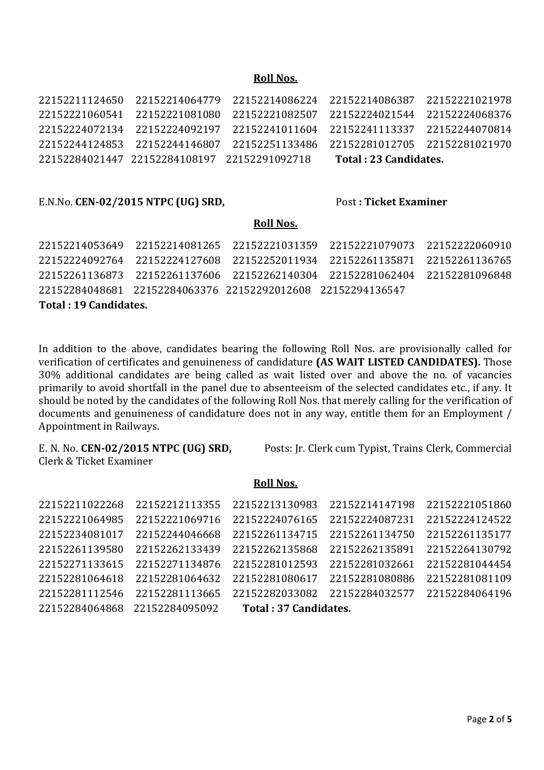**Roll Nos.**

22152211124650 22152214064779 22152214086224 22152214086387 22152221021978
22152221060541 22152221081080 22152221082507 22152224021544 22152224068376
22152224072134 22152224092197 22152241011604 22152241113337 22152244070814
22152244124853 22152244146807 22152251133486 22152281012705 22152281021970
22152284021447 22152284108197 22152291092718 **Total : 23 Candidates.**

E.N.No. **CEN-02/2015 NTPC (UG) SRD,** Post **: Ticket Examiner**

**Roll Nos.**

22152214053649 22152214081265 22152221031359 22152221079073 22152222060910
22152224092764 22152224127608 22152252011934 22152261135871 22152261136765
22152261136873 22152261137606 22152262140304 22152281062404 22152281096848
22152284048681 22152284063376 22152292012608 22152294136547

**Total : 19 Candidates.**

In addition to the above, candidates bearing the following Roll Nos. are provisionally called for verification of certificates and genuineness of candidature **(AS WAIT LISTED CANDIDATES).** Those 30% additional candidates are being called as wait listed over and above the no. of vacancies primarily to avoid shortfall in the panel due to absenteeism of the selected candidates etc., if any. It should be noted by the candidates of the following Roll Nos. that merely calling for the verification of documents and genuineness of candidature does not in any way, entitle them for an Employment / Appointment in Railways.

E. N. No. **CEN-02/2015 NTPC (UG) SRD,** Posts: Jr. Clerk cum Typist, Trains Clerk, Commercial Clerk & Ticket Examiner

**Roll Nos.**

22152211022268 22152212113355 22152213130983 22152214147198 22152221051860
22152221064985 22152221069716 22152224076165 22152224087231 22152224124522
22152234081017 22152244046668 22152261134715 22152261134750 22152261135177
22152261139580 22152262133439 22152262135868 22152262135891 22152264130792
22152271133615 22152271134876 22152281012593 22152281032661 22152281044454
22152281064618 22152281064632 22152281080617 22152281080886 22152281081109
22152281112546 22152281113665 22152282033082 22152284032577 22152284064196
22152284064868 22152284095092 **Total : 37 Candidates.**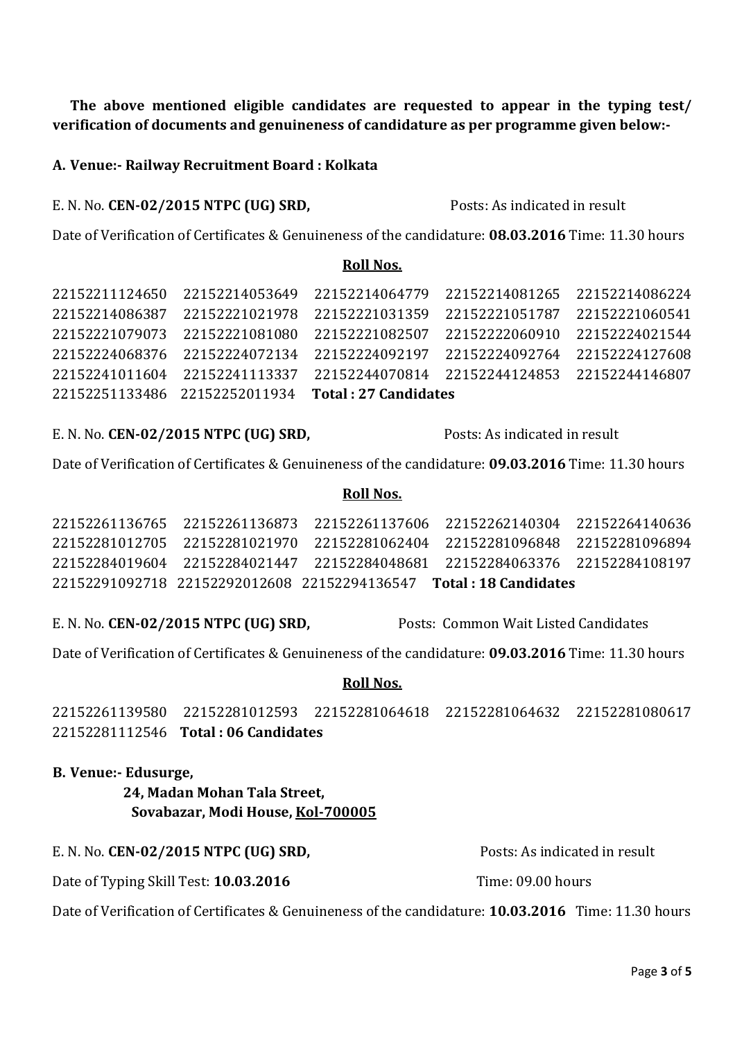**The above mentioned eligible candidates are requested to appear in the typing test/ verification of documents and genuineness of candidature as per programme given below:-**

**A. Venue:- Railway Recruitment Board : Kolkata**

E. N. No. **CEN-02/2015 NTPC (UG) SRD,** Posts: As indicated in result

Date of Verification of Certificates & Genuineness of the candidature: **08.03.2016** Time: 11.30 hours

**Roll Nos.**

22152211124650 22152214053649 22152214064779 22152214081265 22152214086224
22152214086387 22152221021978 22152221031359 22152221051787 22152221060541
22152221079073 22152221081080 22152221082507 22152222060910 22152224021544
22152224068376 22152224072134 22152224092197 22152224092764 22152224127608
22152241011604 22152241113337 22152244070814 22152244124853 22152244146807
22152251133486 22152252011934 **Total : 27 Candidates**

E. N. No. **CEN-02/2015 NTPC (UG) SRD,** Posts: As indicated in result

Date of Verification of Certificates & Genuineness of the candidature: **09.03.2016** Time: 11.30 hours

**Roll Nos.**

22152261136765 22152261136873 22152261137606 22152262140304 22152264140636
22152281012705 22152281021970 22152281062404 22152281096848 22152281096894
22152284019604 22152284021447 22152284048681 22152284063376 22152284108197
22152291092718 22152292012608 22152294136547 **Total : 18 Candidates**

E. N. No. **CEN-02/2015 NTPC (UG) SRD,** Posts: Common Wait Listed Candidates

Date of Verification of Certificates & Genuineness of the candidature: **09.03.2016** Time: 11.30 hours

**Roll Nos.**

22152261139580 22152281012593 22152281064618 22152281064632 22152281080617
22152281112546 **Total : 06 Candidates**

**B. Venue:- Edusurge,**
**24, Madan Mohan Tala Street,**
**Sovabazar, Modi House, Kol-700005**

E. N. No. **CEN-02/2015 NTPC (UG) SRD,** Posts: As indicated in result

Date of Typing Skill Test: **10.03.2016** Time: 09.00 hours

Date of Verification of Certificates & Genuineness of the candidature: **10.03.2016** Time: 11.30 hours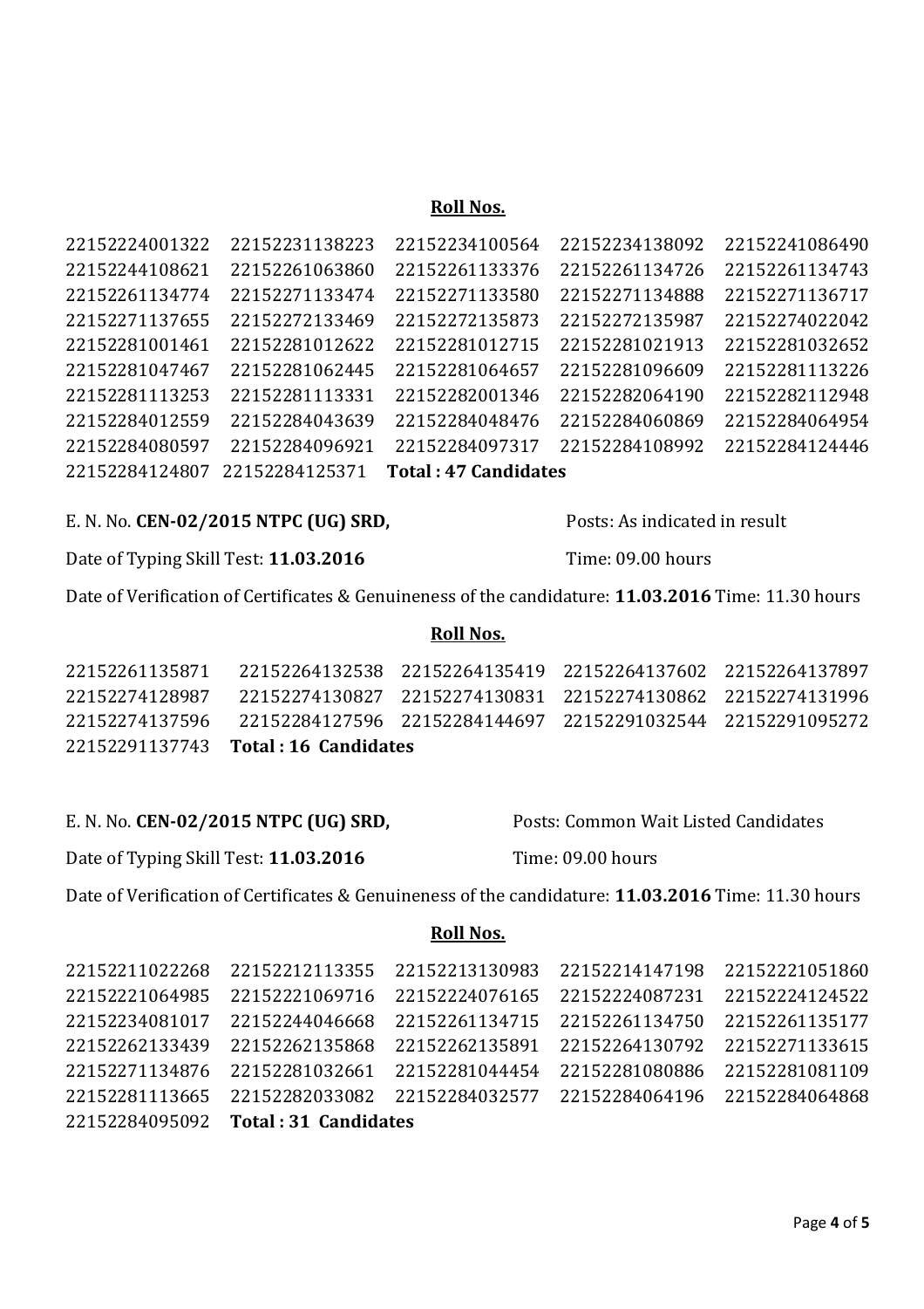**Roll Nos.**

22152224001322 22152231138223 22152234100564 22152234138092 22152241086490
22152244108621 22152261063860 22152261133376 22152261134726 22152261134743
22152261134774 22152271133474 22152271133580 22152271134888 22152271136717
22152271137655 22152272133469 22152272135873 22152272135987 22152274022042
22152281001461 22152281012622 22152281012715 22152281021913 22152281032652
22152281047467 22152281062445 22152281064657 22152281096609 22152281113226
22152281113253 22152281113331 22152282001346 22152282064190 22152282112948
22152284012559 22152284043639 22152284048476 22152284060869 22152284064954
22152284080597 22152284096921 22152284097317 22152284108992 22152284124446
22152284124807 22152284125371 **Total : 47 Candidates**

E. N. No. **CEN-02/2015 NTPC (UG) SRD,** Posts: As indicated in result

Date of Typing Skill Test: **11.03.2016** Time: 09.00 hours

Date of Verification of Certificates & Genuineness of the candidature: **11.03.2016** Time: 11.30 hours

**Roll Nos.**

22152261135871 22152264132538 22152264135419 22152264137602 22152264137897
22152274128987 22152274130827 22152274130831 22152274130862 22152274131996
22152274137596 22152284127596 22152284144697 22152291032544 22152291095272
22152291137743 **Total : 16 Candidates**

E. N. No. **CEN-02/2015 NTPC (UG) SRD,** Posts: Common Wait Listed Candidates

Date of Typing Skill Test: **11.03.2016** Time: 09.00 hours

Date of Verification of Certificates & Genuineness of the candidature: **11.03.2016** Time: 11.30 hours

**Roll Nos.**

22152211022268 22152212113355 22152213130983 22152214147198 22152221051860
22152221064985 22152221069716 22152224076165 22152224087231 22152224124522
22152234081017 22152244046668 22152261134715 22152261134750 22152261135177
22152262133439 22152262135868 22152262135891 22152264130792 22152271133615
22152271134876 22152281032661 22152281044454 22152281080886 22152281081109
22152281113665 22152282033082 22152284032577 22152284064196 22152284064868
22152284095092 **Total : 31 Candidates**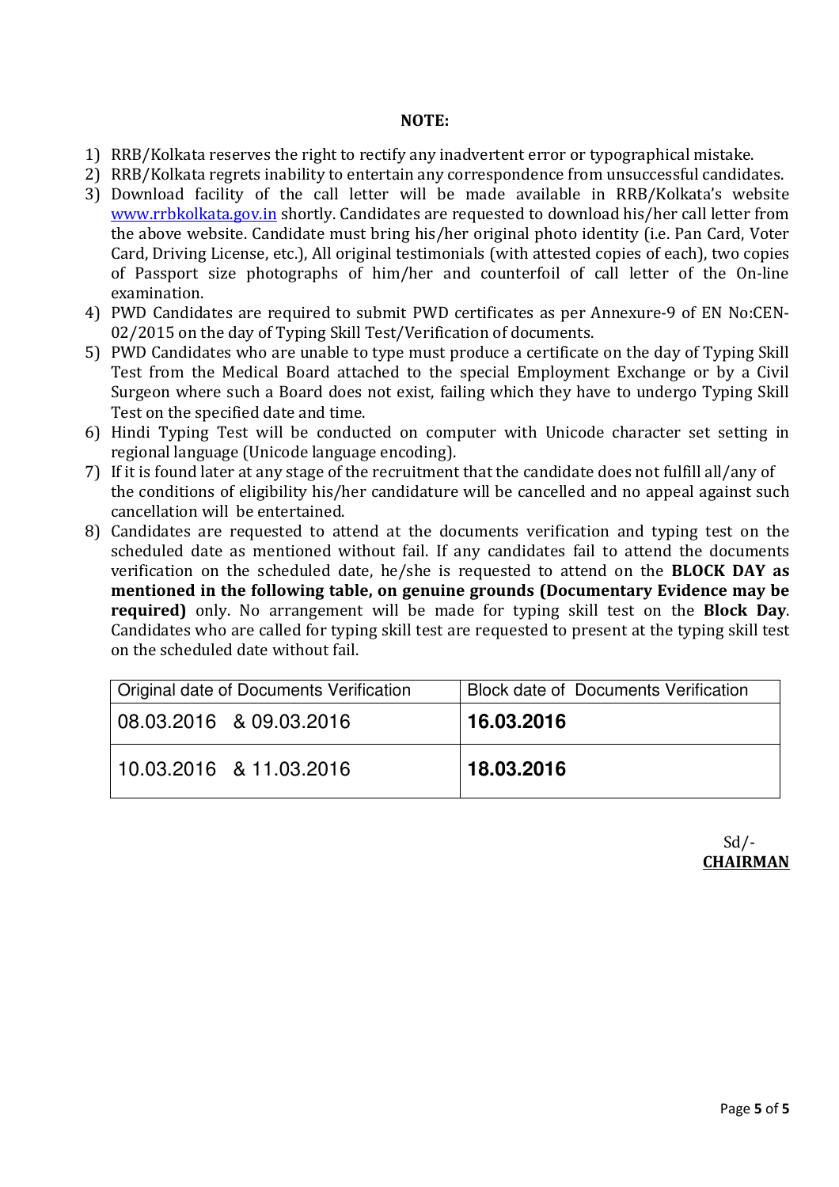**NOTE:**

1) RRB/Kolkata reserves the right to rectify any inadvertent error or typographical mistake.
2) RRB/Kolkata regrets inability to entertain any correspondence from unsuccessful candidates.
3) Download facility of the call letter will be made available in RRB/Kolkata's website www.rrbkolkata.gov.in shortly. Candidates are requested to download his/her call letter from the above website. Candidate must bring his/her original photo identity (i.e. Pan Card, Voter Card, Driving License, etc.), All original testimonials (with attested copies of each), two copies of Passport size photographs of him/her and counterfoil of call letter of the On-line examination.
4) PWD Candidates are required to submit PWD certificates as per Annexure-9 of EN No:CEN-02/2015 on the day of Typing Skill Test/Verification of documents.
5) PWD Candidates who are unable to type must produce a certificate on the day of Typing Skill Test from the Medical Board attached to the special Employment Exchange or by a Civil Surgeon where such a Board does not exist, failing which they have to undergo Typing Skill Test on the specified date and time.
6) Hindi Typing Test will be conducted on computer with Unicode character set setting in regional language (Unicode language encoding).
7) If it is found later at any stage of the recruitment that the candidate does not fulfill all/any of the conditions of eligibility his/her candidature will be cancelled and no appeal against such cancellation will be entertained.
8) Candidates are requested to attend at the documents verification and typing test on the scheduled date as mentioned without fail. If any candidates fail to attend the documents verification on the scheduled date, he/she is requested to attend on the **BLOCK DAY as mentioned in the following table, on genuine grounds (Documentary Evidence may be required)** only. No arrangement will be made for typing skill test on the **Block Day**. Candidates who are called for typing skill test are requested to present at the typing skill test on the scheduled date without fail.

| Original date of Documents Verification | Block date of Documents Verification |
|---|---|
| 08.03.2016 & 09.03.2016 | **16.03.2016** |
| 10.03.2016 & 11.03.2016 | **18.03.2016** |

Sd/-
**CHAIRMAN**